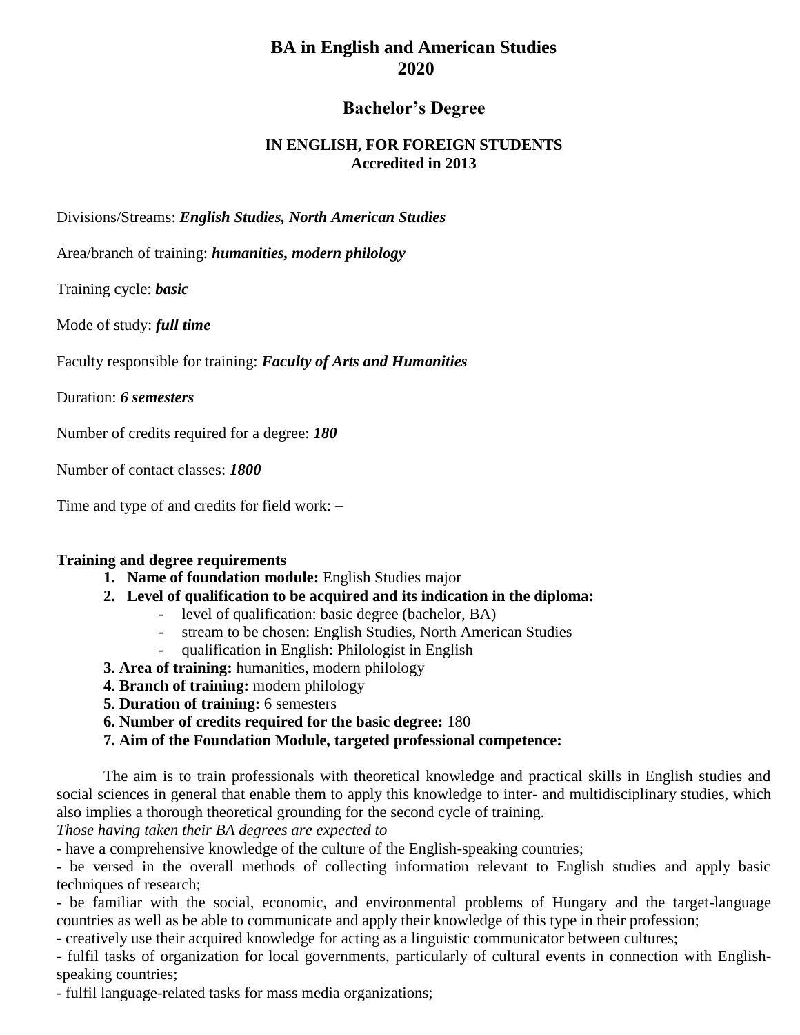# BA in English and American Studies
# 2020

## Bachelor's Degree

### IN ENGLISH, FOR FOREIGN STUDENTS
### Accredited in 2013

Divisions/Streams: ***English Studies, North American Studies***

Area/branch of training: ***humanities, modern philology***

Training cycle: ***basic***

Mode of study: ***full time***

Faculty responsible for training: ***Faculty of Arts and Humanities***

Duration: ***6 semesters***

Number of credits required for a degree: ***180***

Number of contact classes: ***1800***

Time and type of and credits for field work: –

**Training and degree requirements**

1. **Name of foundation module:** English Studies major
2. **Level of qualification to be acquired and its indication in the diploma:**
    - level of qualification: basic degree (bachelor, BA)
    - stream to be chosen: English Studies, North American Studies
    - qualification in English: Philologist in English
3. **Area of training:** humanities, modern philology
4. **Branch of training:** modern philology
5. **Duration of training:** 6 semesters
6. **Number of credits required for the basic degree:** 180
7. **Aim of the Foundation Module, targeted professional competence:**

The aim is to train professionals with theoretical knowledge and practical skills in English studies and social sciences in general that enable them to apply this knowledge to inter- and multidisciplinary studies, which also implies a thorough theoretical grounding for the second cycle of training.

*Those having taken their BA degrees are expected to*

- have a comprehensive knowledge of the culture of the English-speaking countries;
- be versed in the overall methods of collecting information relevant to English studies and apply basic techniques of research;
- be familiar with the social, economic, and environmental problems of Hungary and the target-language countries as well as be able to communicate and apply their knowledge of this type in their profession;
- creatively use their acquired knowledge for acting as a linguistic communicator between cultures;
- fulfil tasks of organization for local governments, particularly of cultural events in connection with English-speaking countries;
- fulfil language-related tasks for mass media organizations;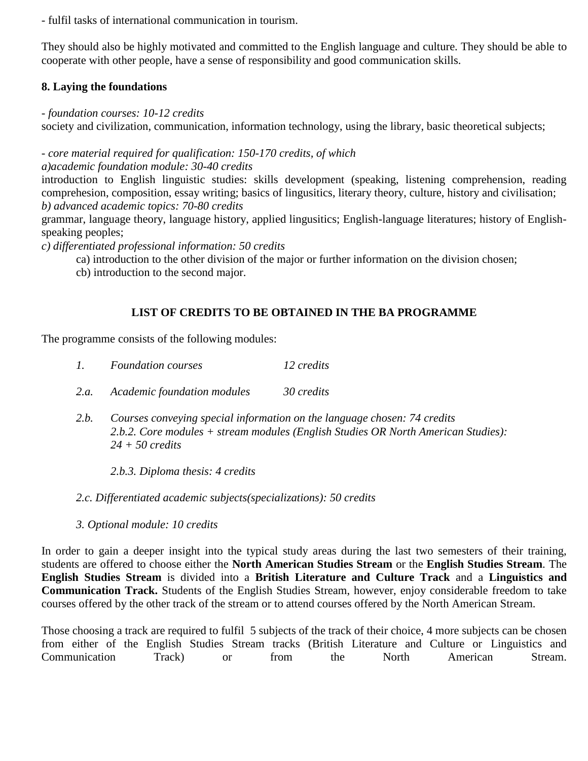- fulfil tasks of international communication in tourism.

They should also be highly motivated and committed to the English language and culture. They should be able to cooperate with other people, have a sense of responsibility and good communication skills.

**8. Laying the foundations**

*- foundation courses: 10-12 credits*
society and civilization, communication, information technology, using the library, basic theoretical subjects;

*- core material required for qualification: 150-170 credits, of which*
*a)academic foundation module: 30-40 credits*
introduction to English linguistic studies: skills development (speaking, listening comprehension, reading comprehesion, composition, essay writing; basics of lingusitics, literary theory, culture, history and civilisation;
*b) advanced academic topics: 70-80 credits*
grammar, language theory, language history, applied lingusitics; English-language literatures; history of English-speaking peoples;
*c) differentiated professional information: 50 credits*

ca) introduction to the other division of the major or further information on the division chosen;
cb) introduction to the second major.

**LIST OF CREDITS TO BE OBTAINED IN THE BA PROGRAMME**

The programme consists of the following modules:

*1. Foundation courses 12 credits*

*2.a. Academic foundation modules 30 credits*

*2.b. Courses conveying special information on the language chosen: 74 credits*
*2.b.2. Core modules + stream modules (English Studies OR North American Studies): 24 + 50 credits*

*2.b.3. Diploma thesis: 4 credits*

*2.c. Differentiated academic subjects(specializations): 50 credits*

*3. Optional module: 10 credits*

In order to gain a deeper insight into the typical study areas during the last two semesters of their training, students are offered to choose either the **North American Studies Stream** or the **English Studies Stream**. The **English Studies Stream** is divided into a **British Literature and Culture Track** and a **Linguistics and Communication Track.** Students of the English Studies Stream, however, enjoy considerable freedom to take courses offered by the other track of the stream or to attend courses offered by the North American Stream.

Those choosing a track are required to fulfil 5 subjects of the track of their choice, 4 more subjects can be chosen from either of the English Studies Stream tracks (British Literature and Culture or Linguistics and Communication Track) or from the North American Stream.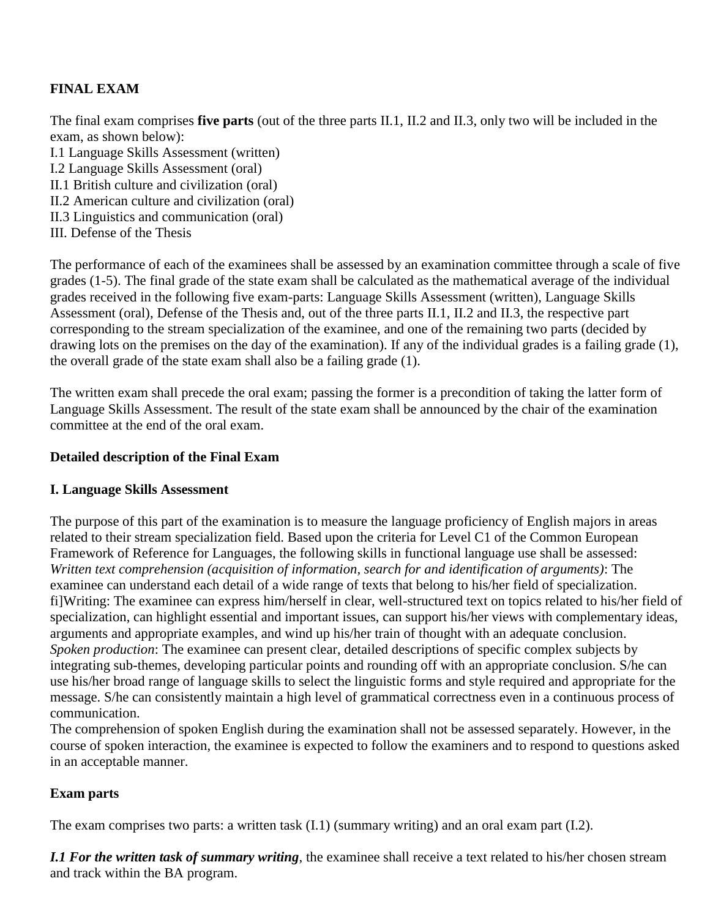**FINAL EXAM**

The final exam comprises **five parts** (out of the three parts II.1, II.2 and II.3, only two will be included in the exam, as shown below):
I.1 Language Skills Assessment (written)
I.2 Language Skills Assessment (oral)
II.1 British culture and civilization (oral)
II.2 American culture and civilization (oral)
II.3 Linguistics and communication (oral)
III. Defense of the Thesis

The performance of each of the examinees shall be assessed by an examination committee through a scale of five grades (1-5). The final grade of the state exam shall be calculated as the mathematical average of the individual grades received in the following five exam-parts: Language Skills Assessment (written), Language Skills Assessment (oral), Defense of the Thesis and, out of the three parts II.1, II.2 and II.3, the respective part corresponding to the stream specialization of the examinee, and one of the remaining two parts (decided by drawing lots on the premises on the day of the examination). If any of the individual grades is a failing grade (1), the overall grade of the state exam shall also be a failing grade (1).

The written exam shall precede the oral exam; passing the former is a precondition of taking the latter form of Language Skills Assessment. The result of the state exam shall be announced by the chair of the examination committee at the end of the oral exam.

**Detailed description of the Final Exam**

**I. Language Skills Assessment**

The purpose of this part of the examination is to measure the language proficiency of English majors in areas related to their stream specialization field. Based upon the criteria for Level C1 of the Common European Framework of Reference for Languages, the following skills in functional language use shall be assessed:
*Written text comprehension (acquisition of information, search for and identification of arguments)*: The examinee can understand each detail of a wide range of texts that belong to his/her field of specialization.
fi]Writing: The examinee can express him/herself in clear, well-structured text on topics related to his/her field of specialization, can highlight essential and important issues, can support his/her views with complementary ideas, arguments and appropriate examples, and wind up his/her train of thought with an adequate conclusion.
*Spoken production*: The examinee can present clear, detailed descriptions of specific complex subjects by integrating sub-themes, developing particular points and rounding off with an appropriate conclusion. S/he can use his/her broad range of language skills to select the linguistic forms and style required and appropriate for the message. S/he can consistently maintain a high level of grammatical correctness even in a continuous process of communication.
The comprehension of spoken English during the examination shall not be assessed separately. However, in the course of spoken interaction, the examinee is expected to follow the examiners and to respond to questions asked in an acceptable manner.

**Exam parts**

The exam comprises two parts: a written task (I.1) (summary writing) and an oral exam part (I.2).

***I.1 For the written task of summary writing***, the examinee shall receive a text related to his/her chosen stream and track within the BA program.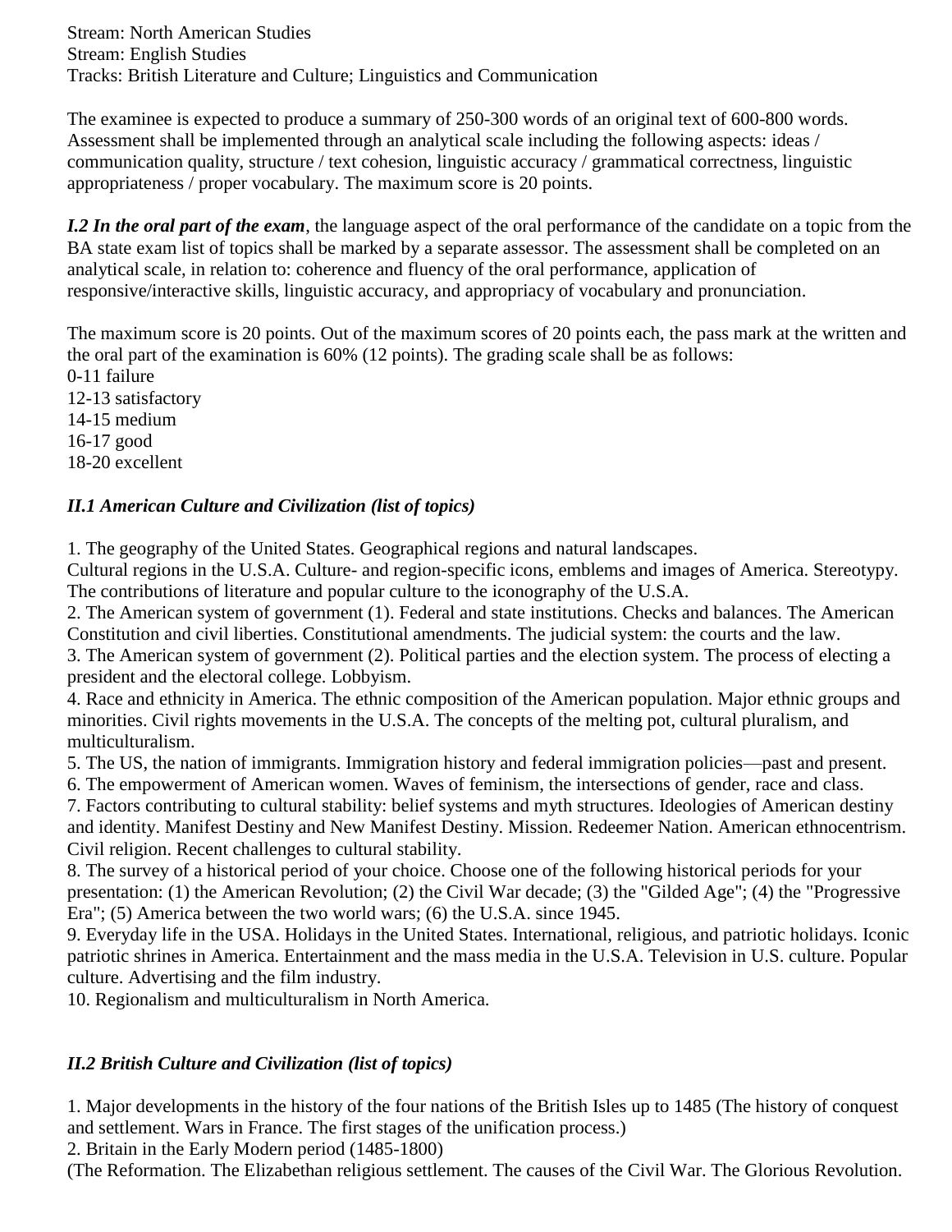Stream: North American Studies
Stream: English Studies
Tracks: British Literature and Culture; Linguistics and Communication

The examinee is expected to produce a summary of 250-300 words of an original text of 600-800 words. Assessment shall be implemented through an analytical scale including the following aspects: ideas / communication quality, structure / text cohesion, linguistic accuracy / grammatical correctness, linguistic appropriateness / proper vocabulary. The maximum score is 20 points.

***I.2 In the oral part of the exam***, the language aspect of the oral performance of the candidate on a topic from the BA state exam list of topics shall be marked by a separate assessor. The assessment shall be completed on an analytical scale, in relation to: coherence and fluency of the oral performance, application of responsive/interactive skills, linguistic accuracy, and appropriacy of vocabulary and pronunciation.

The maximum score is 20 points. Out of the maximum scores of 20 points each, the pass mark at the written and the oral part of the examination is 60% (12 points). The grading scale shall be as follows:
0-11 failure
12-13 satisfactory
14-15 medium
16-17 good
18-20 excellent

### *II.1 American Culture and Civilization (list of topics)*

1. The geography of the United States. Geographical regions and natural landscapes.
Cultural regions in the U.S.A. Culture- and region-specific icons, emblems and images of America. Stereotypy. The contributions of literature and popular culture to the iconography of the U.S.A.
2. The American system of government (1). Federal and state institutions. Checks and balances. The American Constitution and civil liberties. Constitutional amendments. The judicial system: the courts and the law.
3. The American system of government (2). Political parties and the election system. The process of electing a president and the electoral college. Lobbyism.
4. Race and ethnicity in America. The ethnic composition of the American population. Major ethnic groups and minorities. Civil rights movements in the U.S.A. The concepts of the melting pot, cultural pluralism, and multiculturalism.
5. The US, the nation of immigrants. Immigration history and federal immigration policies—past and present.
6. The empowerment of American women. Waves of feminism, the intersections of gender, race and class.
7. Factors contributing to cultural stability: belief systems and myth structures. Ideologies of American destiny and identity. Manifest Destiny and New Manifest Destiny. Mission. Redeemer Nation. American ethnocentrism. Civil religion. Recent challenges to cultural stability.
8. The survey of a historical period of your choice. Choose one of the following historical periods for your presentation: (1) the American Revolution; (2) the Civil War decade; (3) the "Gilded Age"; (4) the "Progressive Era"; (5) America between the two world wars; (6) the U.S.A. since 1945.
9. Everyday life in the USA. Holidays in the United States. International, religious, and patriotic holidays. Iconic patriotic shrines in America. Entertainment and the mass media in the U.S.A. Television in U.S. culture. Popular culture. Advertising and the film industry.
10. Regionalism and multiculturalism in North America.

### *II.2 British Culture and Civilization (list of topics)*

1. Major developments in the history of the four nations of the British Isles up to 1485 (The history of conquest and settlement. Wars in France. The first stages of the unification process.)
2. Britain in the Early Modern period (1485-1800)
(The Reformation. The Elizabethan religious settlement. The causes of the Civil War. The Glorious Revolution.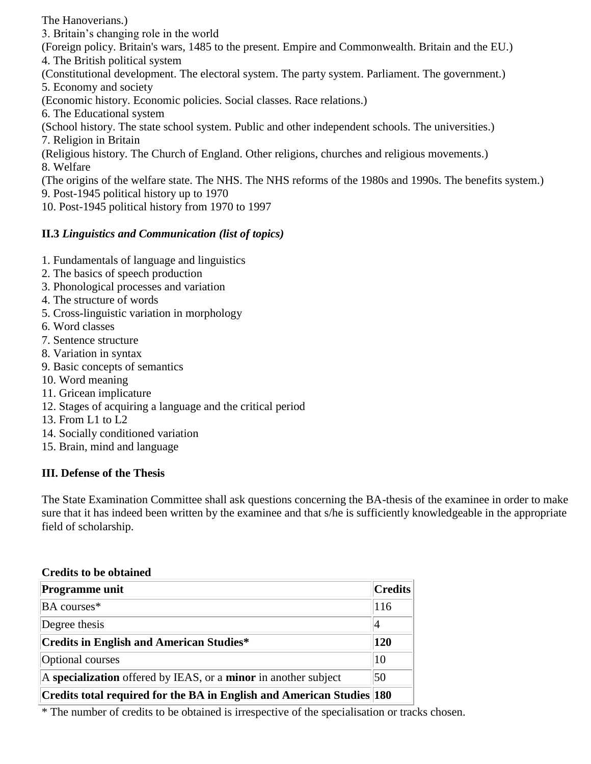The Hanoverians.)

3. Britain’s changing role in the world
(Foreign policy. Britain's wars, 1485 to the present. Empire and Commonwealth. Britain and the EU.)
4. The British political system
(Constitutional development. The electoral system. The party system. Parliament. The government.)
5. Economy and society
(Economic history. Economic policies. Social classes. Race relations.)
6. The Educational system
(School history. The state school system. Public and other independent schools. The universities.)
7. Religion in Britain
(Religious history. The Church of England. Other religions, churches and religious movements.)
8. Welfare
(The origins of the welfare state. The NHS. The NHS reforms of the 1980s and 1990s. The benefits system.)
9. Post-1945 political history up to 1970
10. Post-1945 political history from 1970 to 1997

**II.3** ***Linguistics and Communication (list of topics)***

1. Fundamentals of language and linguistics
2. The basics of speech production
3. Phonological processes and variation
4. The structure of words
5. Cross-linguistic variation in morphology
6. Word classes
7. Sentence structure
8. Variation in syntax
9. Basic concepts of semantics
10. Word meaning
11. Gricean implicature
12. Stages of acquiring a language and the critical period
13. From L1 to L2
14. Socially conditioned variation
15. Brain, mind and language

**III. Defense of the Thesis**

The State Examination Committee shall ask questions concerning the BA-thesis of the examinee in order to make sure that it has indeed been written by the examinee and that s/he is sufficiently knowledgeable in the appropriate field of scholarship.

**Credits to be obtained**

| **Programme unit** | **Credits** |
|---|---|
| BA courses* | 116 |
| Degree thesis | 4 |
| **Credits in English and American Studies*** | **120** |
| Optional courses | 10 |
| A **specialization** offered by IEAS, or a **minor** in another subject | 50 |
| **Credits total required for the BA in English and American Studies** | **180** |

* The number of credits to be obtained is irrespective of the specialisation or tracks chosen.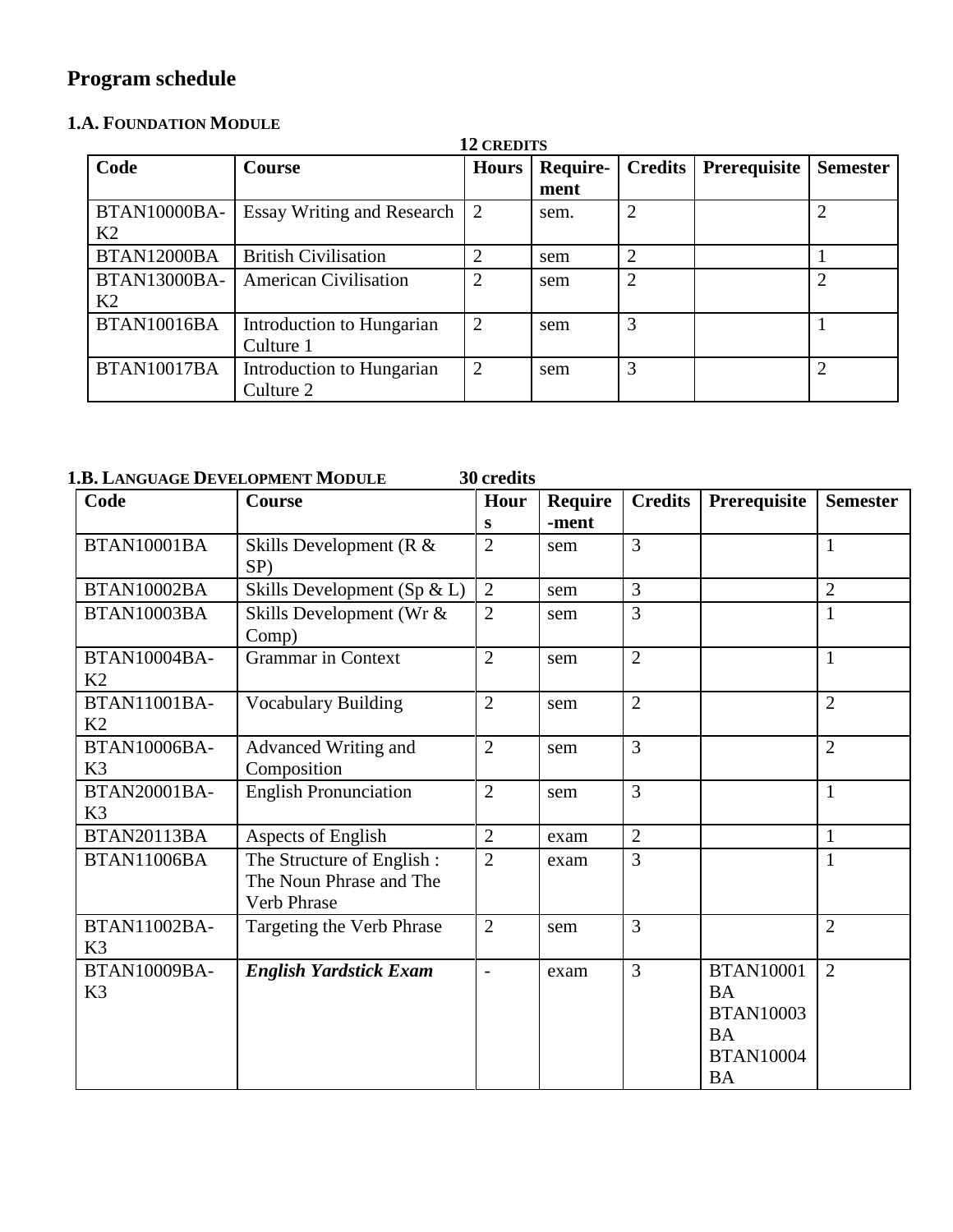## Program schedule

### 1.A. Foundation Module

**12 CREDITS**

| Code | Course | Hours | Require-ment | Credits | Prerequisite | Semester |
|---|---|---|---|---|---|---|
| BTAN10000BA-K2 | Essay Writing and Research | 2 | sem. | 2 | | 2 |
| BTAN12000BA | British Civilisation | 2 | sem | 2 | | 1 |
| BTAN13000BA-K2 | American Civilisation | 2 | sem | 2 | | 2 |
| BTAN10016BA | Introduction to Hungarian Culture 1 | 2 | sem | 3 | | 1 |
| BTAN10017BA | Introduction to Hungarian Culture 2 | 2 | sem | 3 | | 2 |

### 1.B. Language Development Module **30 credits**

| Code | Course | Hours | Require-ment | Credits | Prerequisite | Semester |
|---|---|---|---|---|---|---|
| BTAN10001BA | Skills Development (R & SP) | 2 | sem | 3 | | 1 |
| BTAN10002BA | Skills Development (Sp & L) | 2 | sem | 3 | | 2 |
| BTAN10003BA | Skills Development (Wr & Comp) | 2 | sem | 3 | | 1 |
| BTAN10004BA-K2 | Grammar in Context | 2 | sem | 2 | | 1 |
| BTAN11001BA-K2 | Vocabulary Building | 2 | sem | 2 | | 2 |
| BTAN10006BA-K3 | Advanced Writing and Composition | 2 | sem | 3 | | 2 |
| BTAN20001BA-K3 | English Pronunciation | 2 | sem | 3 | | 1 |
| BTAN20113BA | Aspects of English | 2 | exam | 2 | | 1 |
| BTAN11006BA | The Structure of English : The Noun Phrase and The Verb Phrase | 2 | exam | 3 | | 1 |
| BTAN11002BA-K3 | Targeting the Verb Phrase | 2 | sem | 3 | | 2 |
| BTAN10009BA-K3 | ***English Yardstick Exam*** | - | exam | 3 | BTAN10001BA BTAN10003BA BTAN10004BA | 2 |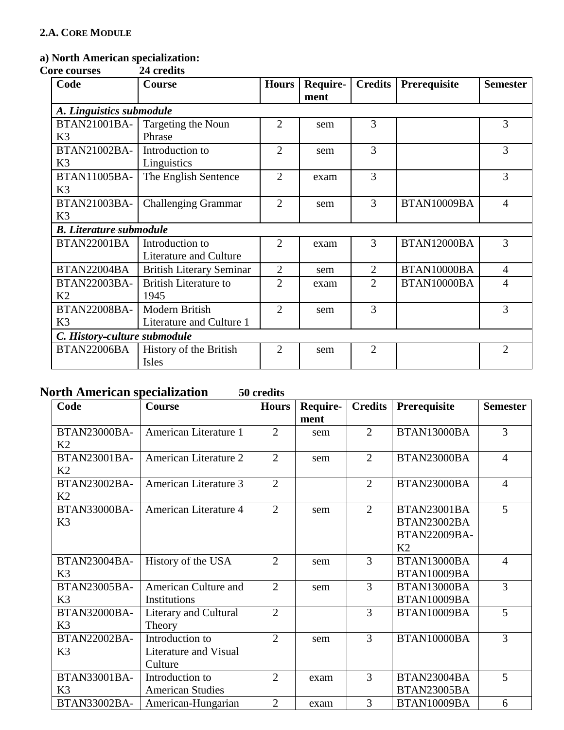## 2.A. Core Module

**a) North American specialization:**
**Core courses 24 credits**

| Code | Course | Hours | Require-ment | Credits | Prerequisite | Semester |
|---|---|---|---|---|---|---|
| ***A. Linguistics submodule*** | | | | | | |
| BTAN21001BA-K3 | Targeting the Noun Phrase | 2 | sem | 3 | | 3 |
| BTAN21002BA-K3 | Introduction to Linguistics | 2 | sem | 3 | | 3 |
| BTAN11005BA-K3 | The English Sentence | 2 | exam | 3 | | 3 |
| BTAN21003BA-K3 | Challenging Grammar | 2 | sem | 3 | BTAN10009BA | 4 |
| ***B. Literature submodule*** | | | | | | |
| BTAN22001BA | Introduction to Literature and Culture | 2 | exam | 3 | BTAN12000BA | 3 |
| BTAN22004BA | British Literary Seminar | 2 | sem | 2 | BTAN10000BA | 4 |
| BTAN22003BA-K2 | British Literature to 1945 | 2 | exam | 2 | BTAN10000BA | 4 |
| BTAN22008BA-K3 | Modern British Literature and Culture 1 | 2 | sem | 3 | | 3 |
| ***C. History-culture submodule*** | | | | | | |
| BTAN22006BA | History of the British Isles | 2 | sem | 2 | | 2 |

## North American specialization **50 credits**

| Code | Course | Hours | Require-ment | Credits | Prerequisite | Semester |
|---|---|---|---|---|---|---|
| BTAN23000BA-K2 | American Literature 1 | 2 | sem | 2 | BTAN13000BA | 3 |
| BTAN23001BA-K2 | American Literature 2 | 2 | sem | 2 | BTAN23000BA | 4 |
| BTAN23002BA-K2 | American Literature 3 | 2 | | 2 | BTAN23000BA | 4 |
| BTAN33000BA-K3 | American Literature 4 | 2 | sem | 2 | BTAN23001BA BTAN23002BA BTAN22009BA-K2 | 5 |
| BTAN23004BA-K3 | History of the USA | 2 | sem | 3 | BTAN13000BA BTAN10009BA | 4 |
| BTAN23005BA-K3 | American Culture and Institutions | 2 | sem | 3 | BTAN13000BA BTAN10009BA | 3 |
| BTAN32000BA-K3 | Literary and Cultural Theory | 2 | | 3 | BTAN10009BA | 5 |
| BTAN22002BA-K3 | Introduction to Literature and Visual Culture | 2 | sem | 3 | BTAN10000BA | 3 |
| BTAN33001BA-K3 | Introduction to American Studies | 2 | exam | 3 | BTAN23004BA BTAN23005BA | 5 |
| BTAN33002BA- | American-Hungarian | 2 | exam | 3 | BTAN10009BA | 6 |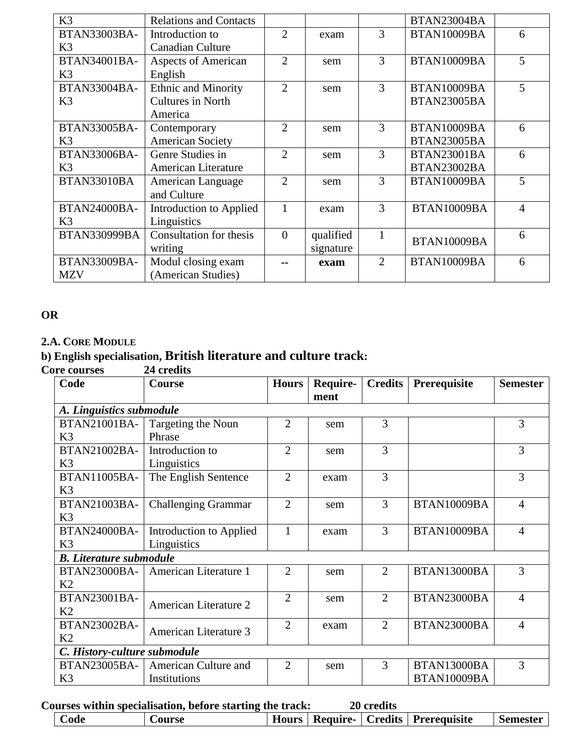| K3 | Relations and Contacts | | | | BTAN23004BA | |
|---|---|---|---|---|---|---|
| BTAN33003BA-K3 | Introduction to Canadian Culture | 2 | exam | 3 | BTAN10009BA | 6 |
| BTAN34001BA-K3 | Aspects of American English | 2 | sem | 3 | BTAN10009BA | 5 |
| BTAN33004BA-K3 | Ethnic and Minority Cultures in North America | 2 | sem | 3 | BTAN10009BA BTAN23005BA | 5 |
| BTAN33005BA-K3 | Contemporary American Society | 2 | sem | 3 | BTAN10009BA BTAN23005BA | 6 |
| BTAN33006BA-K3 | Genre Studies in American Literature | 2 | sem | 3 | BTAN23001BA BTAN23002BA | 6 |
| BTAN33010BA | American Language and Culture | 2 | sem | 3 | BTAN10009BA | 5 |
| BTAN24000BA-K3 | Introduction to Applied Linguistics | 1 | exam | 3 | BTAN10009BA | 4 |
| BTAN330999BA | Consultation for thesis writing | 0 | qualified signature | 1 | BTAN10009BA | 6 |
| BTAN33009BA-MZV | Modul closing exam (American Studies) | -- | **exam** | 2 | BTAN10009BA | 6 |

**OR**

**2.A. Core Module**

**b) English specialisation, British literature and culture track:**

**Core courses 24 credits**

| Code | Course | Hours | Require-ment | Credits | Prerequisite | Semester |
|---|---|---|---|---|---|---|
| ***A. Linguistics submodule*** | | | | | | |
| BTAN21001BA-K3 | Targeting the Noun Phrase | 2 | sem | 3 | | 3 |
| BTAN21002BA-K3 | Introduction to Linguistics | 2 | sem | 3 | | 3 |
| BTAN11005BA-K3 | The English Sentence | 2 | exam | 3 | | 3 |
| BTAN21003BA-K3 | Challenging Grammar | 2 | sem | 3 | BTAN10009BA | 4 |
| BTAN24000BA-K3 | Introduction to Applied Linguistics | 1 | exam | 3 | BTAN10009BA | 4 |
| ***B. Literature submodule*** | | | | | | |
| BTAN23000BA-K2 | American Literature 1 | 2 | sem | 2 | BTAN13000BA | 3 |
| BTAN23001BA-K2 | American Literature 2 | 2 | sem | 2 | BTAN23000BA | 4 |
| BTAN23002BA-K2 | American Literature 3 | 2 | exam | 2 | BTAN23000BA | 4 |
| ***C. History-culture submodule*** | | | | | | |
| BTAN23005BA-K3 | American Culture and Institutions | 2 | sem | 3 | BTAN13000BA BTAN10009BA | 3 |

**Courses within specialisation, before starting the track: 20 credits**

| Code | Course | Hours | Require- | Credits | Prerequisite | Semester |
|---|---|---|---|---|---|---|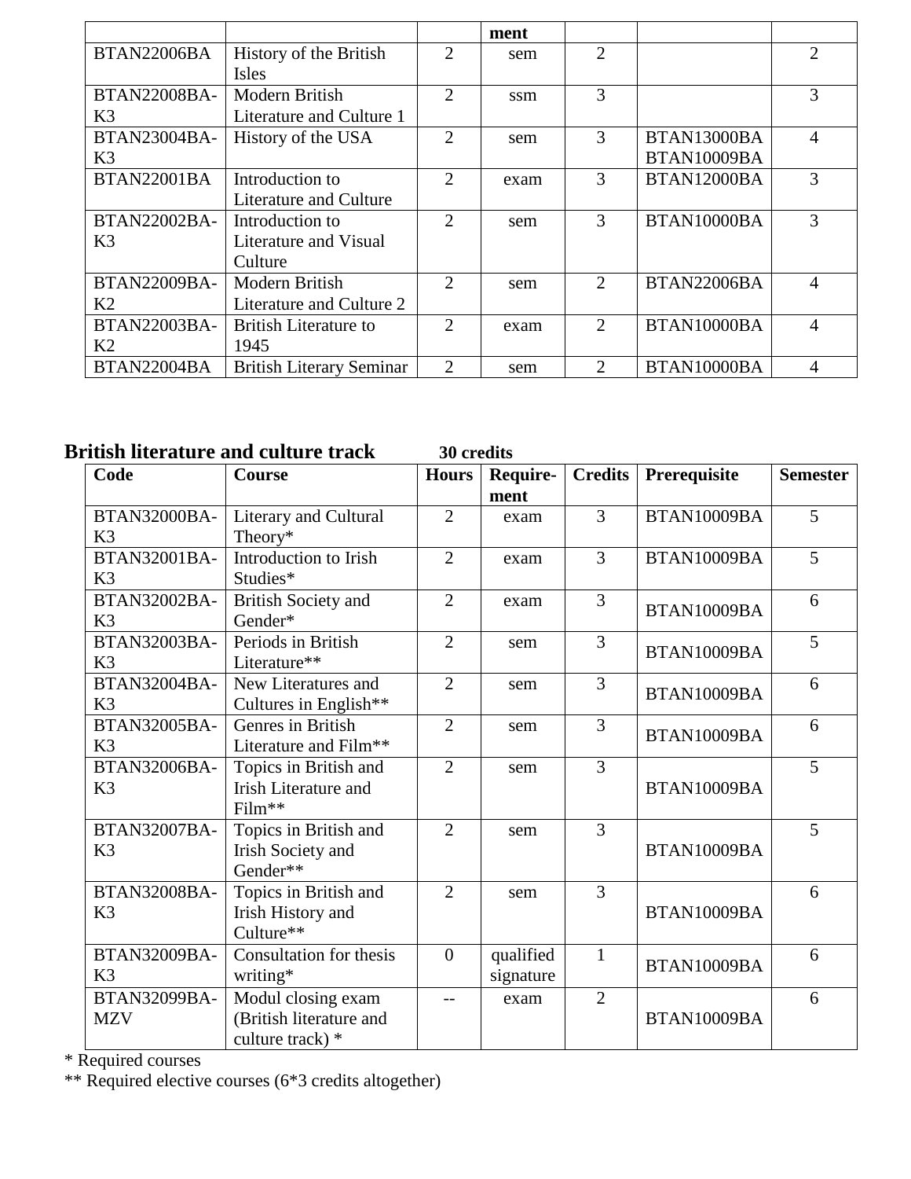| | | | ment | | | |
|---|---|---|---|---|---|---|
| BTAN22006BA | History of the British Isles | 2 | sem | 2 | | 2 |
| BTAN22008BA-K3 | Modern British Literature and Culture 1 | 2 | ssm | 3 | | 3 |
| BTAN23004BA-K3 | History of the USA | 2 | sem | 3 | BTAN13000BA BTAN10009BA | 4 |
| BTAN22001BA | Introduction to Literature and Culture | 2 | exam | 3 | BTAN12000BA | 3 |
| BTAN22002BA-K3 | Introduction to Literature and Visual Culture | 2 | sem | 3 | BTAN10000BA | 3 |
| BTAN22009BA-K2 | Modern British Literature and Culture 2 | 2 | sem | 2 | BTAN22006BA | 4 |
| BTAN22003BA-K2 | British Literature to 1945 | 2 | exam | 2 | BTAN10000BA | 4 |
| BTAN22004BA | British Literary Seminar | 2 | sem | 2 | BTAN10000BA | 4 |

**British literature and culture track** **30 credits**

| Code | Course | Hours | Require-ment | Credits | Prerequisite | Semester |
|---|---|---|---|---|---|---|
| BTAN32000BA-K3 | Literary and Cultural Theory* | 2 | exam | 3 | BTAN10009BA | 5 |
| BTAN32001BA-K3 | Introduction to Irish Studies* | 2 | exam | 3 | BTAN10009BA | 5 |
| BTAN32002BA-K3 | British Society and Gender* | 2 | exam | 3 | BTAN10009BA | 6 |
| BTAN32003BA-K3 | Periods in British Literature** | 2 | sem | 3 | BTAN10009BA | 5 |
| BTAN32004BA-K3 | New Literatures and Cultures in English** | 2 | sem | 3 | BTAN10009BA | 6 |
| BTAN32005BA-K3 | Genres in British Literature and Film** | 2 | sem | 3 | BTAN10009BA | 6 |
| BTAN32006BA-K3 | Topics in British and Irish Literature and Film** | 2 | sem | 3 | BTAN10009BA | 5 |
| BTAN32007BA-K3 | Topics in British and Irish Society and Gender** | 2 | sem | 3 | BTAN10009BA | 5 |
| BTAN32008BA-K3 | Topics in British and Irish History and Culture** | 2 | sem | 3 | BTAN10009BA | 6 |
| BTAN32009BA-K3 | Consultation for thesis writing* | 0 | qualified signature | 1 | BTAN10009BA | 6 |
| BTAN32099BA-MZV | Modul closing exam (British literature and culture track) * | -- | exam | 2 | BTAN10009BA | 6 |

\* Required courses

\** Required elective courses (6*3 credits altogether)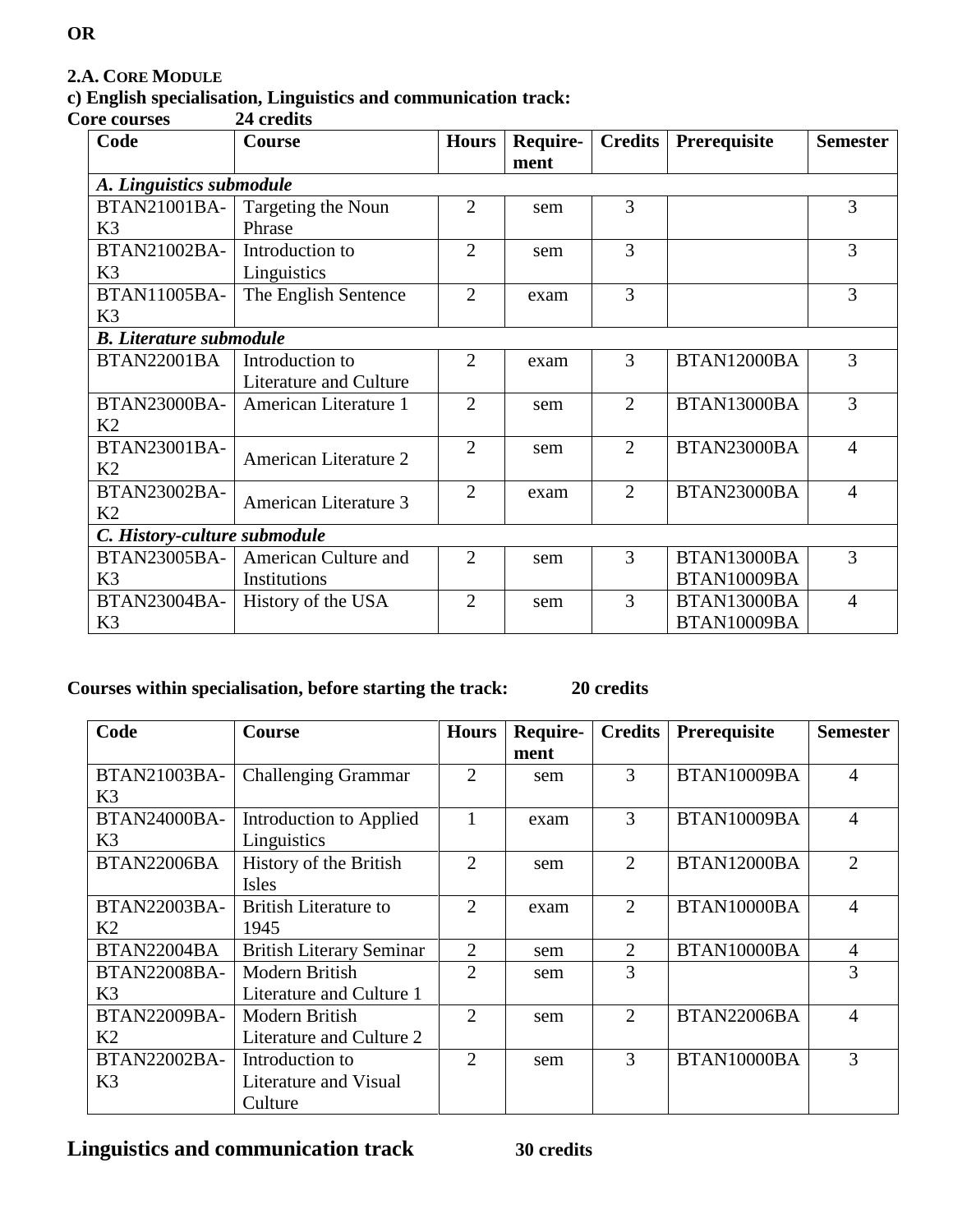**OR**

**2.A. CORE MODULE**

**c) English specialisation, Linguistics and communication track:**

**Core courses 24 credits**

| Code | Course | Hours | Require-ment | Credits | Prerequisite | Semester |
|---|---|---|---|---|---|---|
| ***A. Linguistics submodule*** | | | | | | |
| BTAN21001BA-K3 | Targeting the Noun Phrase | 2 | sem | 3 | | 3 |
| BTAN21002BA-K3 | Introduction to Linguistics | 2 | sem | 3 | | 3 |
| BTAN11005BA-K3 | The English Sentence | 2 | exam | 3 | | 3 |
| ***B. Literature submodule*** | | | | | | |
| BTAN22001BA | Introduction to Literature and Culture | 2 | exam | 3 | BTAN12000BA | 3 |
| BTAN23000BA-K2 | American Literature 1 | 2 | sem | 2 | BTAN13000BA | 3 |
| BTAN23001BA-K2 | American Literature 2 | 2 | sem | 2 | BTAN23000BA | 4 |
| BTAN23002BA-K2 | American Literature 3 | 2 | exam | 2 | BTAN23000BA | 4 |
| ***C. History-culture submodule*** | | | | | | |
| BTAN23005BA-K3 | American Culture and Institutions | 2 | sem | 3 | BTAN13000BA BTAN10009BA | 3 |
| BTAN23004BA-K3 | History of the USA | 2 | sem | 3 | BTAN13000BA BTAN10009BA | 4 |

**Courses within specialisation, before starting the track: 20 credits**

| Code | Course | Hours | Require-ment | Credits | Prerequisite | Semester |
|---|---|---|---|---|---|---|
| BTAN21003BA-K3 | Challenging Grammar | 2 | sem | 3 | BTAN10009BA | 4 |
| BTAN24000BA-K3 | Introduction to Applied Linguistics | 1 | exam | 3 | BTAN10009BA | 4 |
| BTAN22006BA | History of the British Isles | 2 | sem | 2 | BTAN12000BA | 2 |
| BTAN22003BA-K2 | British Literature to 1945 | 2 | exam | 2 | BTAN10000BA | 4 |
| BTAN22004BA | British Literary Seminar | 2 | sem | 2 | BTAN10000BA | 4 |
| BTAN22008BA-K3 | Modern British Literature and Culture 1 | 2 | sem | 3 | | 3 |
| BTAN22009BA-K2 | Modern British Literature and Culture 2 | 2 | sem | 2 | BTAN22006BA | 4 |
| BTAN22002BA-K3 | Introduction to Literature and Visual Culture | 2 | sem | 3 | BTAN10000BA | 3 |

## Linguistics and communication track **30 credits**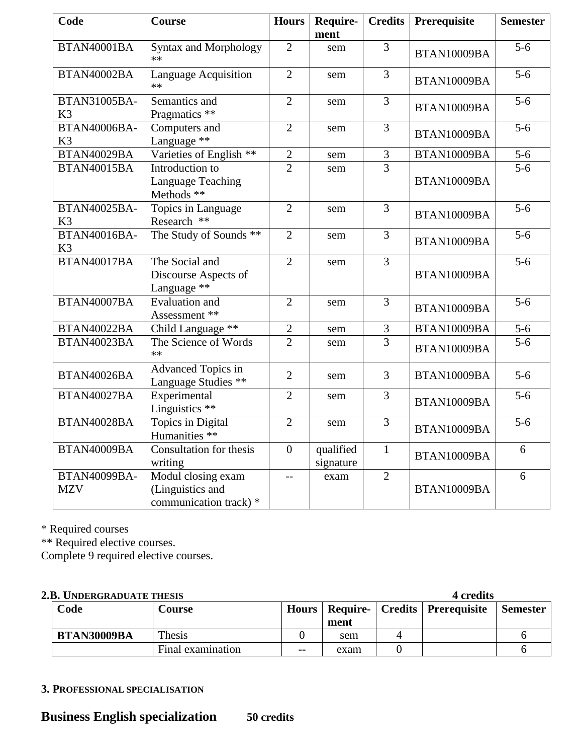| Code | Course | Hours | Require-ment | Credits | Prerequisite | Semester |
|---|---|---|---|---|---|---|
| BTAN40001BA | Syntax and Morphology ** | 2 | sem | 3 | BTAN10009BA | 5-6 |
| BTAN40002BA | Language Acquisition ** | 2 | sem | 3 | BTAN10009BA | 5-6 |
| BTAN31005BA-K3 | Semantics and Pragmatics ** | 2 | sem | 3 | BTAN10009BA | 5-6 |
| BTAN40006BA-K3 | Computers and Language ** | 2 | sem | 3 | BTAN10009BA | 5-6 |
| BTAN40029BA | Varieties of English ** | 2 | sem | 3 | BTAN10009BA | 5-6 |
| BTAN40015BA | Introduction to Language Teaching Methods ** | 2 | sem | 3 | BTAN10009BA | 5-6 |
| BTAN40025BA-K3 | Topics in Language Research ** | 2 | sem | 3 | BTAN10009BA | 5-6 |
| BTAN40016BA-K3 | The Study of Sounds ** | 2 | sem | 3 | BTAN10009BA | 5-6 |
| BTAN40017BA | The Social and Discourse Aspects of Language ** | 2 | sem | 3 | BTAN10009BA | 5-6 |
| BTAN40007BA | Evaluation and Assessment ** | 2 | sem | 3 | BTAN10009BA | 5-6 |
| BTAN40022BA | Child Language ** | 2 | sem | 3 | BTAN10009BA | 5-6 |
| BTAN40023BA | The Science of Words ** | 2 | sem | 3 | BTAN10009BA | 5-6 |
| BTAN40026BA | Advanced Topics in Language Studies ** | 2 | sem | 3 | BTAN10009BA | 5-6 |
| BTAN40027BA | Experimental Linguistics ** | 2 | sem | 3 | BTAN10009BA | 5-6 |
| BTAN40028BA | Topics in Digital Humanities ** | 2 | sem | 3 | BTAN10009BA | 5-6 |
| BTAN40009BA | Consultation for thesis writing | 0 | qualified signature | 1 | BTAN10009BA | 6 |
| BTAN40099BA-MZV | Modul closing exam (Linguistics and communication track) * | -- | exam | 2 | BTAN10009BA | 6 |

\* Required courses
\*\* Required elective courses.
Complete 9 required elective courses.

**2.B. UNDERGRADUATE THESIS** **4 credits**

| Code | Course | Hours | Require-ment | Credits | Prerequisite | Semester |
|---|---|---|---|---|---|---|
| **BTAN30009BA** | Thesis | 0 | sem | 4 | | 6 |
| | Final examination | -- | exam | 0 | | 6 |

### 3. PROFESSIONAL SPECIALISATION

## Business English specialization **50 credits**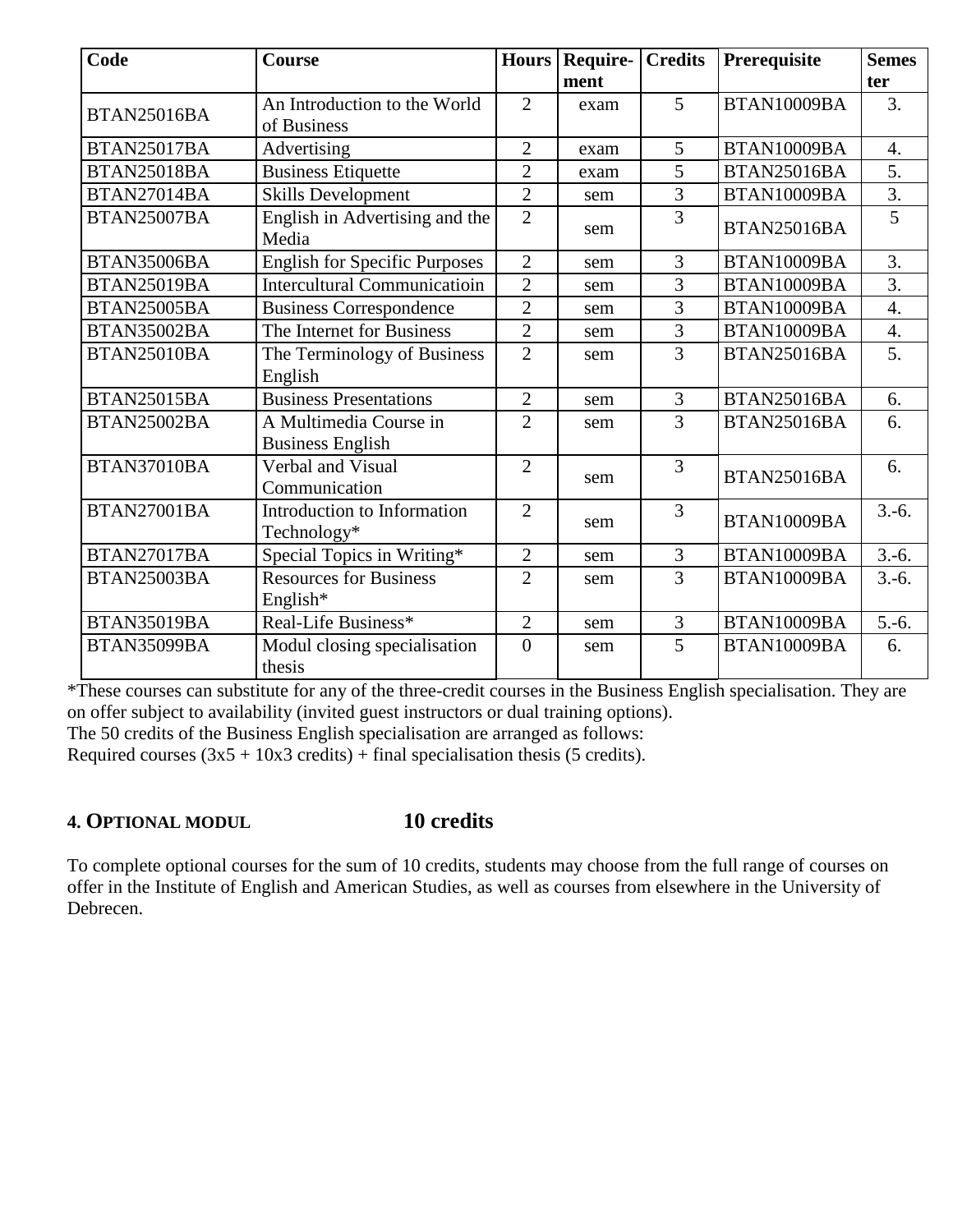| Code | Course | Hours | Require-ment | Credits | Prerequisite | Semester |
|---|---|---|---|---|---|---|
| BTAN25016BA | An Introduction to the World of Business | 2 | exam | 5 | BTAN10009BA | 3. |
| BTAN25017BA | Advertising | 2 | exam | 5 | BTAN10009BA | 4. |
| BTAN25018BA | Business Etiquette | 2 | exam | 5 | BTAN25016BA | 5. |
| BTAN27014BA | Skills Development | 2 | sem | 3 | BTAN10009BA | 3. |
| BTAN25007BA | English in Advertising and the Media | 2 | sem | 3 | BTAN25016BA | 5 |
| BTAN35006BA | English for Specific Purposes | 2 | sem | 3 | BTAN10009BA | 3. |
| BTAN25019BA | Intercultural Communicatioin | 2 | sem | 3 | BTAN10009BA | 3. |
| BTAN25005BA | Business Correspondence | 2 | sem | 3 | BTAN10009BA | 4. |
| BTAN35002BA | The Internet for Business | 2 | sem | 3 | BTAN10009BA | 4. |
| BTAN25010BA | The Terminology of Business English | 2 | sem | 3 | BTAN25016BA | 5. |
| BTAN25015BA | Business Presentations | 2 | sem | 3 | BTAN25016BA | 6. |
| BTAN25002BA | A Multimedia Course in Business English | 2 | sem | 3 | BTAN25016BA | 6. |
| BTAN37010BA | Verbal and Visual Communication | 2 | sem | 3 | BTAN25016BA | 6. |
| BTAN27001BA | Introduction to Information Technology* | 2 | sem | 3 | BTAN10009BA | 3.-6. |
| BTAN27017BA | Special Topics in Writing* | 2 | sem | 3 | BTAN10009BA | 3.-6. |
| BTAN25003BA | Resources for Business English* | 2 | sem | 3 | BTAN10009BA | 3.-6. |
| BTAN35019BA | Real-Life Business* | 2 | sem | 3 | BTAN10009BA | 5.-6. |
| BTAN35099BA | Modul closing specialisation thesis | 0 | sem | 5 | BTAN10009BA | 6. |

*These courses can substitute for any of the three-credit courses in the Business English specialisation. They are on offer subject to availability (invited guest instructors or dual training options).
The 50 credits of the Business English specialisation are arranged as follows:
Required courses (3x5 + 10x3 credits) + final specialisation thesis (5 credits).

## 4. OPTIONAL MODUL 10 credits

To complete optional courses for the sum of 10 credits, students may choose from the full range of courses on offer in the Institute of English and American Studies, as well as courses from elsewhere in the University of Debrecen.